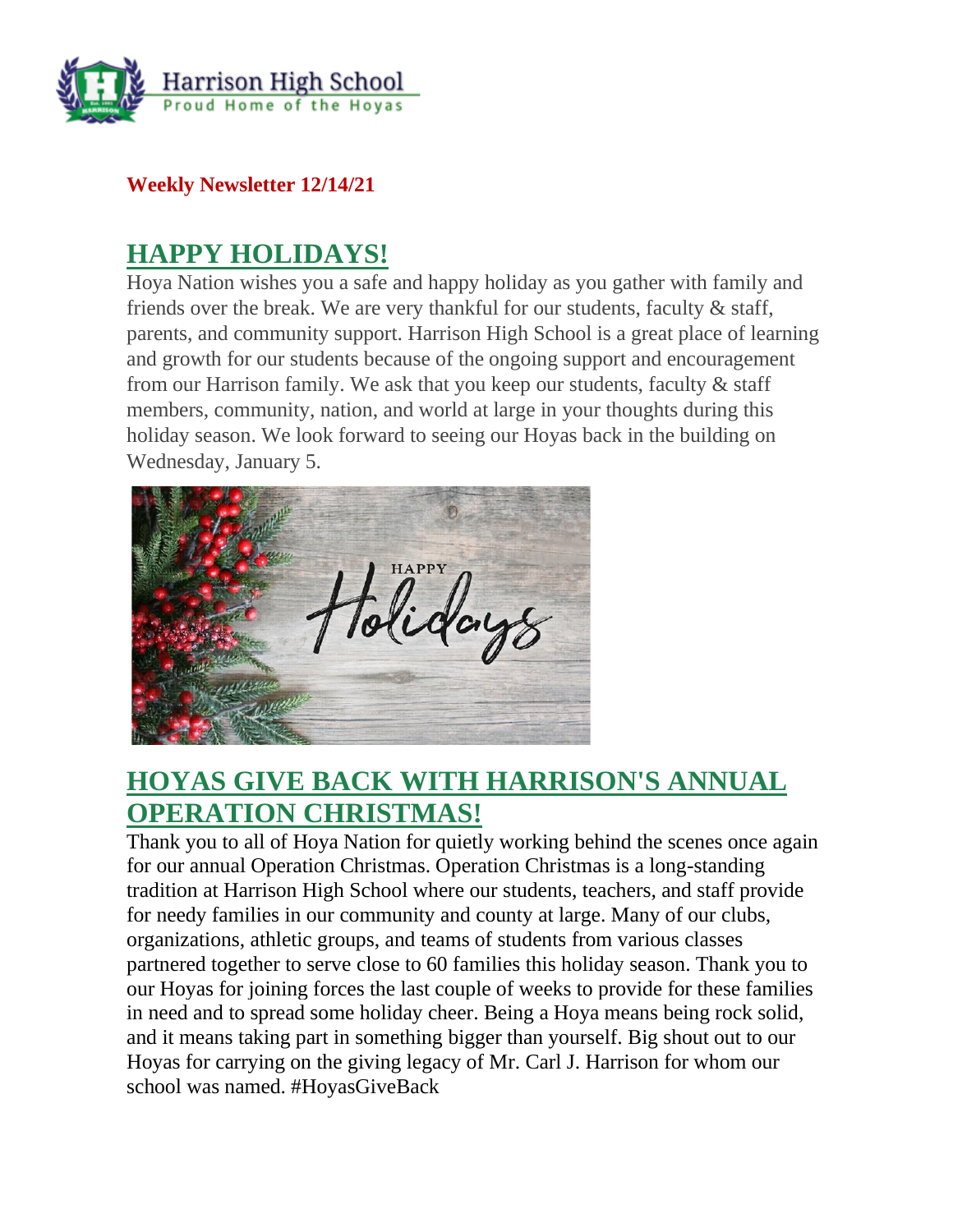Harrison High School
Proud Home of the Hoyas

**Weekly Newsletter 12/14/21**

## HAPPY HOLIDAYS!

Hoya Nation wishes you a safe and happy holiday as you gather with family and friends over the break. We are very thankful for our students, faculty & staff, parents, and community support. Harrison High School is a great place of learning and growth for our students because of the ongoing support and encouragement from our Harrison family. We ask that you keep our students, faculty & staff members, community, nation, and world at large in your thoughts during this holiday season. We look forward to seeing our Hoyas back in the building on Wednesday, January 5.

## HOYAS GIVE BACK WITH HARRISON'S ANNUAL OPERATION CHRISTMAS!

Thank you to all of Hoya Nation for quietly working behind the scenes once again for our annual Operation Christmas. Operation Christmas is a long-standing tradition at Harrison High School where our students, teachers, and staff provide for needy families in our community and county at large. Many of our clubs, organizations, athletic groups, and teams of students from various classes partnered together to serve close to 60 families this holiday season. Thank you to our Hoyas for joining forces the last couple of weeks to provide for these families in need and to spread some holiday cheer. Being a Hoya means being rock solid, and it means taking part in something bigger than yourself. Big shout out to our Hoyas for carrying on the giving legacy of Mr. Carl J. Harrison for whom our school was named. #HoyasGiveBack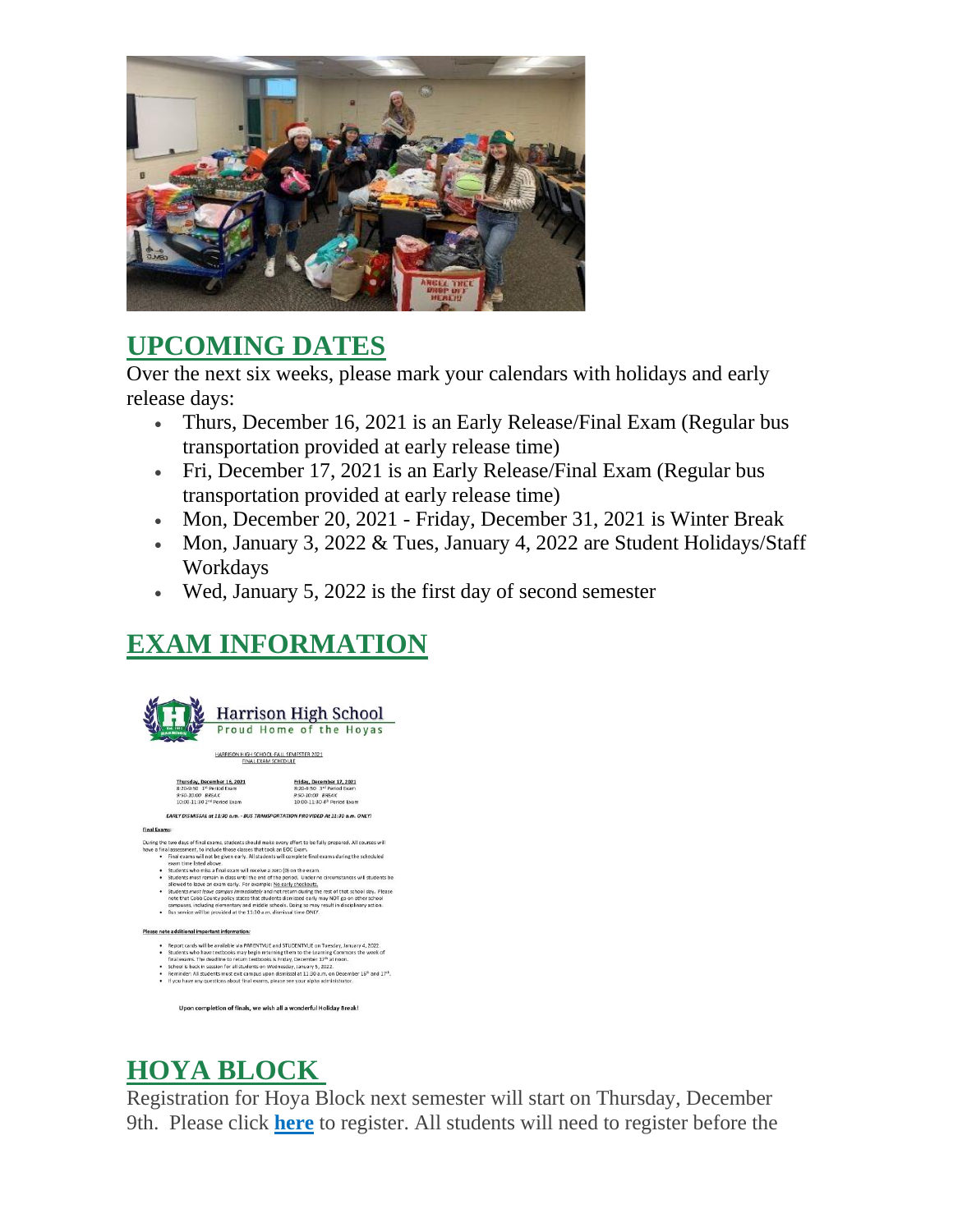## UPCOMING DATES

Over the next six weeks, please mark your calendars with holidays and early release days:

- Thurs, December 16, 2021 is an Early Release/Final Exam (Regular bus transportation provided at early release time)
- Fri, December 17, 2021 is an Early Release/Final Exam (Regular bus transportation provided at early release time)
- Mon, December 20, 2021 - Friday, December 31, 2021 is Winter Break
- Mon, January 3, 2022 & Tues, January 4, 2022 are Student Holidays/Staff Workdays
- Wed, January 5, 2022 is the first day of second semester

## EXAM INFORMATION

Harrison High School
Proud Home of the Hoyas

HARRISON HIGH SCHOOL FALL SEMESTER 2021
FINAL EXAM SCHEDULE

| Thursday, December 16, 2021 | Friday, December 17, 2021 |
| --- | --- |
| 8:20-9:50 1st Period Exam | 8:20-9:50 3rd Period Exam |
| 9:50-10:00 BREAK | 9:50-10:00 BREAK |
| 10:00-11:30 2nd Period Exam | 10:00-11:30 4th Period Exam |

*EARLY DISMISSAL at 11:30 a.m. - BUS TRANSPORTATION PROVIDED At 11:30 a.m. ONLY!*

**Final Exams:**

During the two days of final exams, students should make every effort to be fully prepared. All courses will have a final assessment, to include those classes that took an EOC Exam.

- Final exams will not be given early. All students will complete final exams during the scheduled exam time listed above.
- Students who miss a final exam will receive a zero (0) on the exam.
- Students must remain in class until the end of the period. Under no circumstances will students be allowed to leave an exam early. For example: No early checkouts.
- Students must leave campus immediately and not return during the rest of that school day. Please note that Cobb County policy states that students dismissed early may NOT go on other school campuses, including elementary and middle schools. Doing so may result in disciplinary action.
- Bus service will be provided at the 11:30 a.m. dismissal time ONLY.

**Please note additional important information:**

- Report cards will be available via PARENTVUE and STUDENTVUE on Tuesday, January 4, 2022.
- Students who have textbooks may begin returning them to the Learning Commons the week of final exams. The deadline to return textbooks is Friday, December 17th at noon.
- School is back in session for all students on Wednesday, January 5, 2022.
- Reminder: All students must exit campus upon dismissal at 11:30 a.m. on December 16th and 17th.
- If you have any questions about final exams, please see your alpha administrator.

**Upon completion of finals, we wish all a wonderful Holiday Break!**

## HOYA BLOCK

Registration for Hoya Block next semester will start on Thursday, December 9th. Please click **here** to register. All students will need to register before the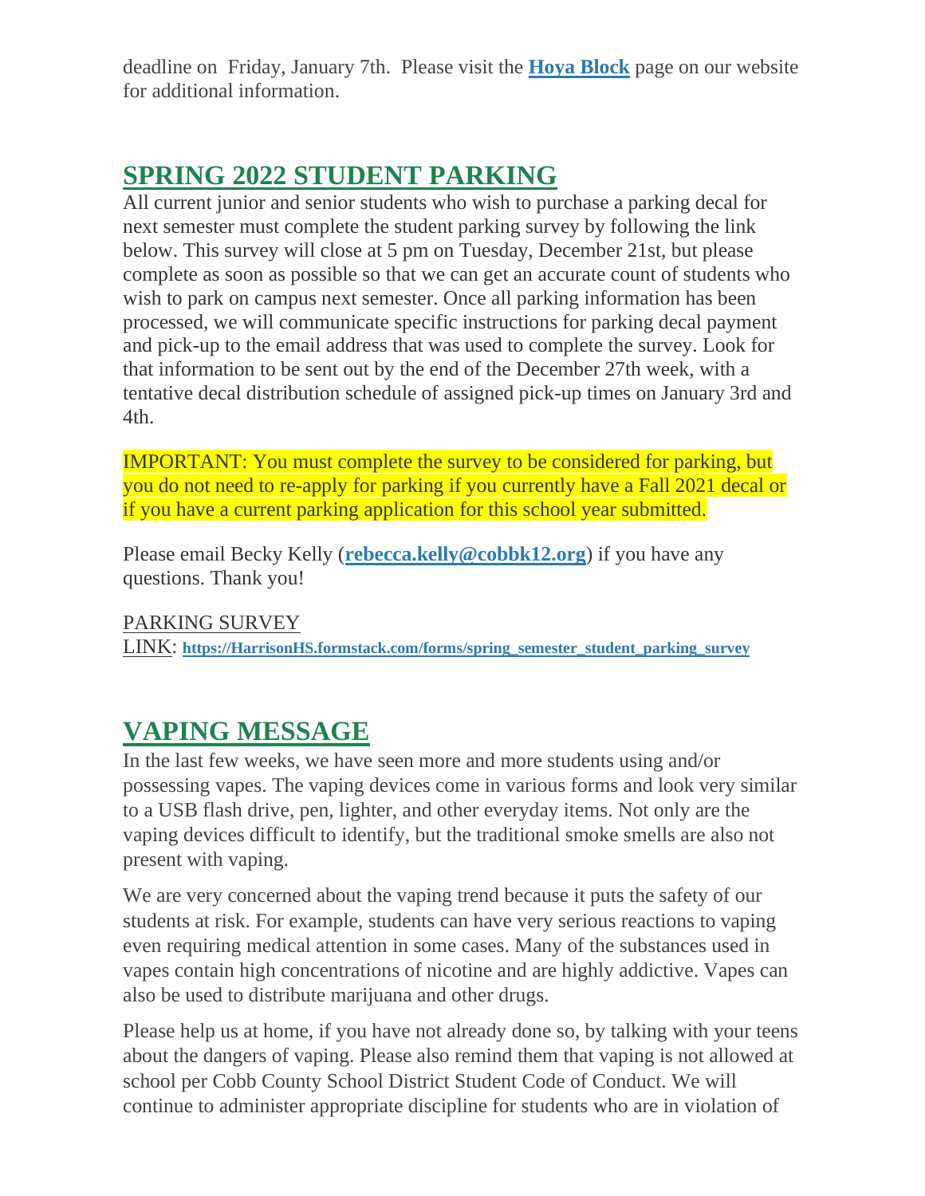deadline on Friday, January 7th. Please visit the **[Hoya Block]** page on our website for additional information.

## SPRING 2022 STUDENT PARKING

All current junior and senior students who wish to purchase a parking decal for next semester must complete the student parking survey by following the link below. This survey will close at 5 pm on Tuesday, December 21st, but please complete as soon as possible so that we can get an accurate count of students who wish to park on campus next semester. Once all parking information has been processed, we will communicate specific instructions for parking decal payment and pick-up to the email address that was used to complete the survey. Look for that information to be sent out by the end of the December 27th week, with a tentative decal distribution schedule of assigned pick-up times on January 3rd and 4th.

IMPORTANT: You must complete the survey to be considered for parking, but you do not need to re-apply for parking if you currently have a Fall 2021 decal or if you have a current parking application for this school year submitted.

Please email Becky Kelly (**rebecca.kelly@cobbk12.org**) if you have any questions. Thank you!

PARKING SURVEY LINK: **https://HarrisonHS.formstack.com/forms/spring_semester_student_parking_survey**

## VAPING MESSAGE

In the last few weeks, we have seen more and more students using and/or possessing vapes. The vaping devices come in various forms and look very similar to a USB flash drive, pen, lighter, and other everyday items. Not only are the vaping devices difficult to identify, but the traditional smoke smells are also not present with vaping.

We are very concerned about the vaping trend because it puts the safety of our students at risk. For example, students can have very serious reactions to vaping even requiring medical attention in some cases. Many of the substances used in vapes contain high concentrations of nicotine and are highly addictive. Vapes can also be used to distribute marijuana and other drugs.

Please help us at home, if you have not already done so, by talking with your teens about the dangers of vaping. Please also remind them that vaping is not allowed at school per Cobb County School District Student Code of Conduct. We will continue to administer appropriate discipline for students who are in violation of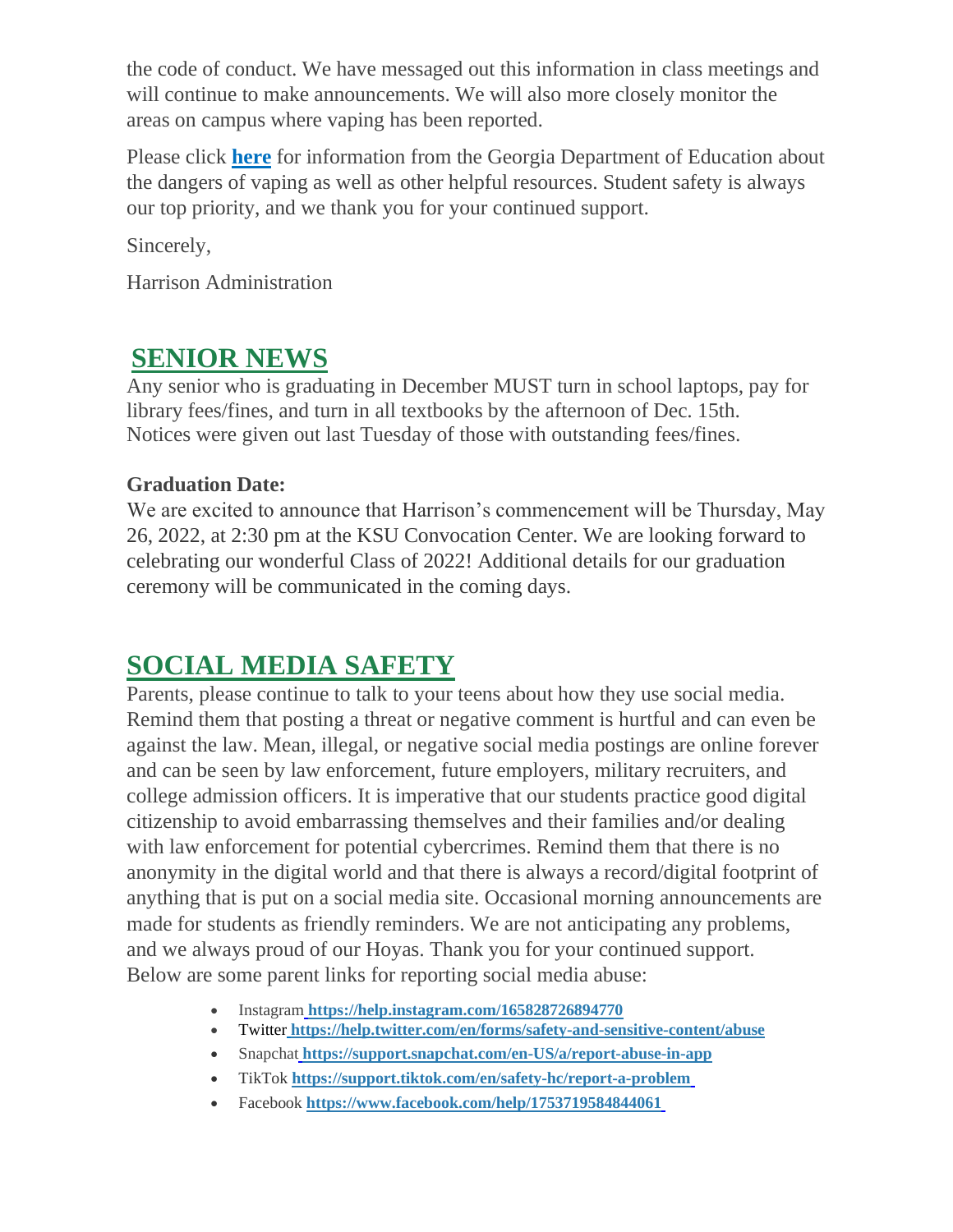the code of conduct. We have messaged out this information in class meetings and will continue to make announcements. We will also more closely monitor the areas on campus where vaping has been reported.

Please click **here** for information from the Georgia Department of Education about the dangers of vaping as well as other helpful resources. Student safety is always our top priority, and we thank you for your continued support.

Sincerely,

Harrison Administration

## SENIOR NEWS

Any senior who is graduating in December MUST turn in school laptops, pay for library fees/fines, and turn in all textbooks by the afternoon of Dec. 15th. Notices were given out last Tuesday of those with outstanding fees/fines.

**Graduation Date:**
We are excited to announce that Harrison's commencement will be Thursday, May 26, 2022, at 2:30 pm at the KSU Convocation Center. We are looking forward to celebrating our wonderful Class of 2022! Additional details for our graduation ceremony will be communicated in the coming days.

## SOCIAL MEDIA SAFETY

Parents, please continue to talk to your teens about how they use social media. Remind them that posting a threat or negative comment is hurtful and can even be against the law. Mean, illegal, or negative social media postings are online forever and can be seen by law enforcement, future employers, military recruiters, and college admission officers. It is imperative that our students practice good digital citizenship to avoid embarrassing themselves and their families and/or dealing with law enforcement for potential cybercrimes. Remind them that there is no anonymity in the digital world and that there is always a record/digital footprint of anything that is put on a social media site. Occasional morning announcements are made for students as friendly reminders. We are not anticipating any problems, and we always proud of our Hoyas. Thank you for your continued support. Below are some parent links for reporting social media abuse:

- Instagram **https://help.instagram.com/165828726894770**
- Twitter **https://help.twitter.com/en/forms/safety-and-sensitive-content/abuse**
- Snapchat **https://support.snapchat.com/en-US/a/report-abuse-in-app**
- TikTok **https://support.tiktok.com/en/safety-hc/report-a-problem**
- Facebook **https://www.facebook.com/help/1753719584844061**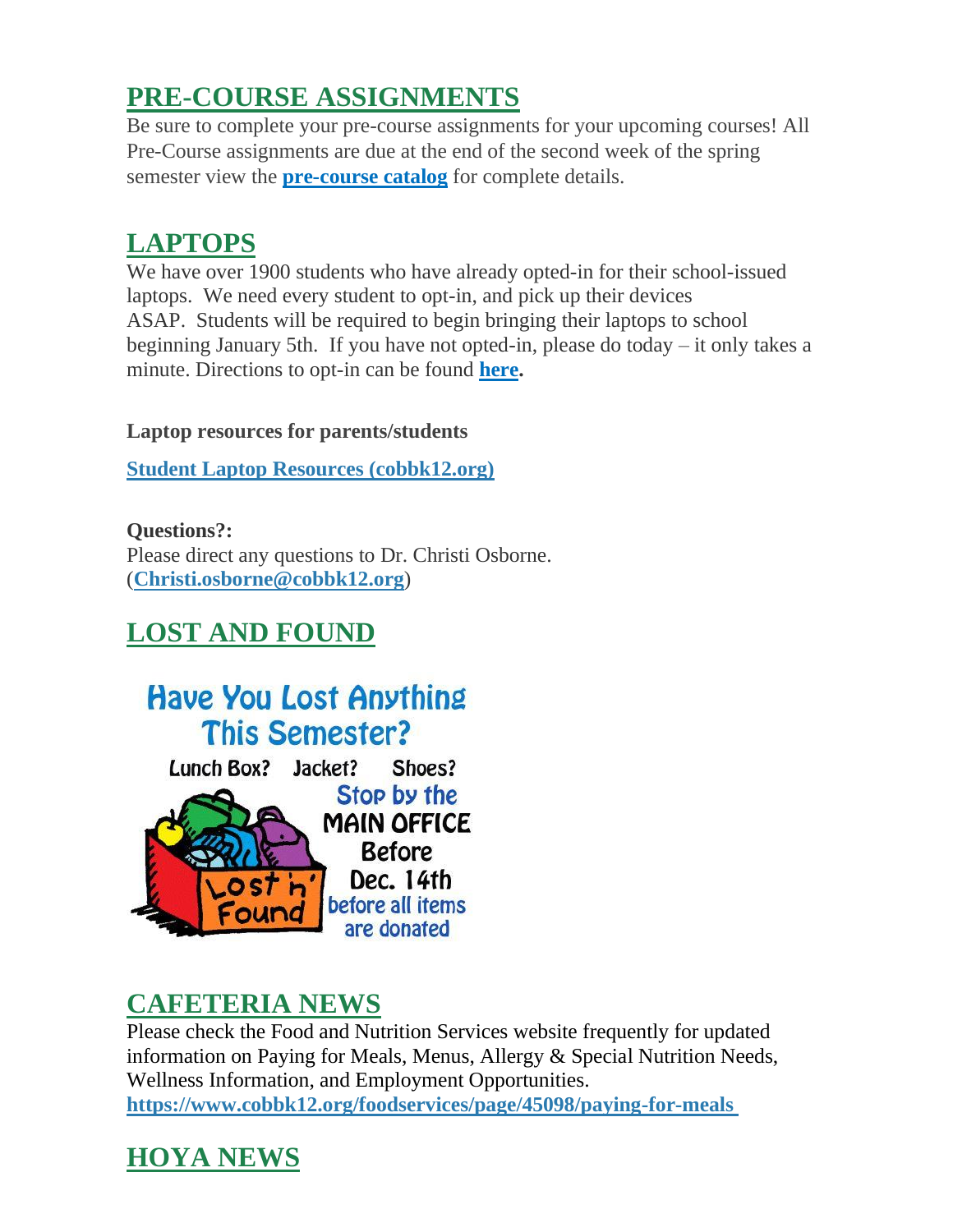## PRE-COURSE ASSIGNMENTS

Be sure to complete your pre-course assignments for your upcoming courses! All Pre-Course assignments are due at the end of the second week of the spring semester view the **pre-course catalog** for complete details.

## LAPTOPS

We have over 1900 students who have already opted-in for their school-issued laptops. We need every student to opt-in, and pick up their devices ASAP. Students will be required to begin bringing their laptops to school beginning January 5th. If you have not opted-in, please do today – it only takes a minute. Directions to opt-in can be found **here.**

**Laptop resources for parents/students**

**Student Laptop Resources (cobbk12.org)**

**Questions?:**
Please direct any questions to Dr. Christi Osborne. (**Christi.osborne@cobbk12.org**)

## LOST AND FOUND

Have You Lost Anything This Semester?

Lunch Box? Jacket? Shoes?

Stop by the MAIN OFFICE Before Dec. 14th before all items are donated

## CAFETERIA NEWS

Please check the Food and Nutrition Services website frequently for updated information on Paying for Meals, Menus, Allergy & Special Nutrition Needs, Wellness Information, and Employment Opportunities.
**https://www.cobbk12.org/foodservices/page/45098/paying-for-meals**

## HOYA NEWS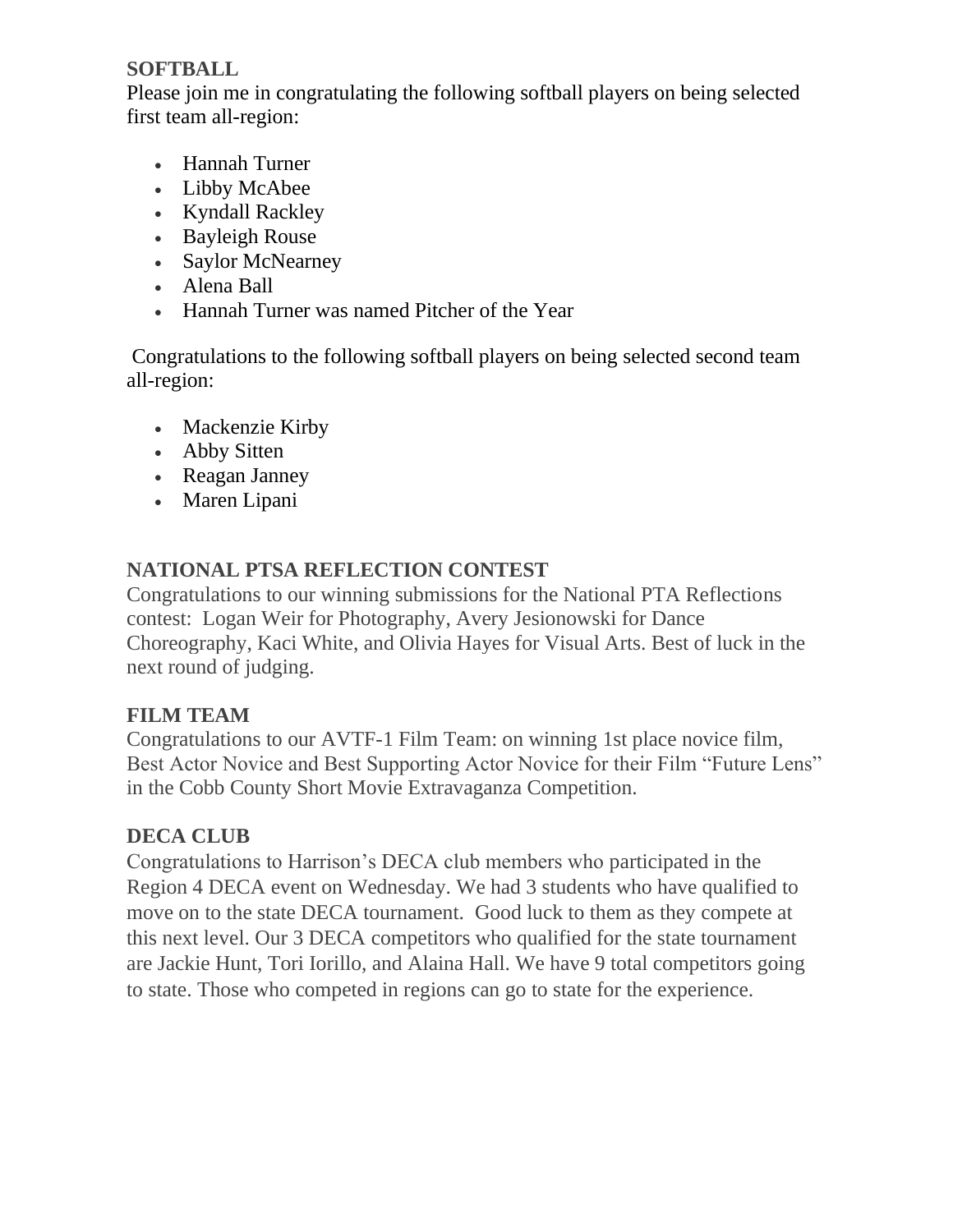**SOFTBALL**

Please join me in congratulating the following softball players on being selected first team all-region:

- Hannah Turner
- Libby McAbee
- Kyndall Rackley
- Bayleigh Rouse
- Saylor McNearney
- Alena Ball
- Hannah Turner was named Pitcher of the Year

Congratulations to the following softball players on being selected second team all-region:

- Mackenzie Kirby
- Abby Sitten
- Reagan Janney
- Maren Lipani

**NATIONAL PTSA REFLECTION CONTEST**

Congratulations to our winning submissions for the National PTA Reflections contest: Logan Weir for Photography, Avery Jesionowski for Dance Choreography, Kaci White, and Olivia Hayes for Visual Arts. Best of luck in the next round of judging.

**FILM TEAM**

Congratulations to our AVTF-1 Film Team: on winning 1st place novice film, Best Actor Novice and Best Supporting Actor Novice for their Film "Future Lens" in the Cobb County Short Movie Extravaganza Competition.

**DECA CLUB**

Congratulations to Harrison's DECA club members who participated in the Region 4 DECA event on Wednesday. We had 3 students who have qualified to move on to the state DECA tournament. Good luck to them as they compete at this next level. Our 3 DECA competitors who qualified for the state tournament are Jackie Hunt, Tori Iorillo, and Alaina Hall. We have 9 total competitors going to state. Those who competed in regions can go to state for the experience.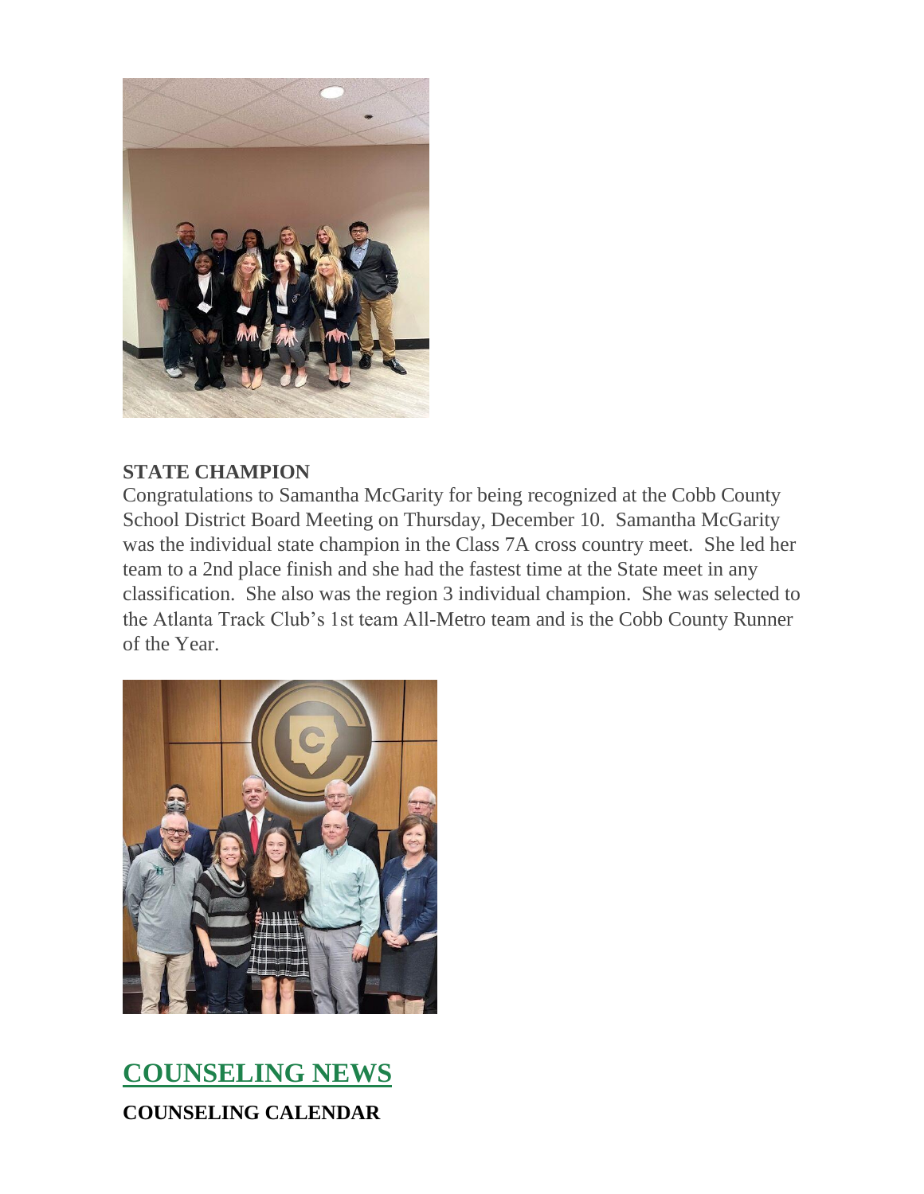**STATE CHAMPION**

Congratulations to Samantha McGarity for being recognized at the Cobb County School District Board Meeting on Thursday, December 10. Samantha McGarity was the individual state champion in the Class 7A cross country meet. She led her team to a 2nd place finish and she had the fastest time at the State meet in any classification. She also was the region 3 individual champion. She was selected to the Atlanta Track Club's 1st team All-Metro team and is the Cobb County Runner of the Year.

## COUNSELING NEWS

**COUNSELING CALENDAR**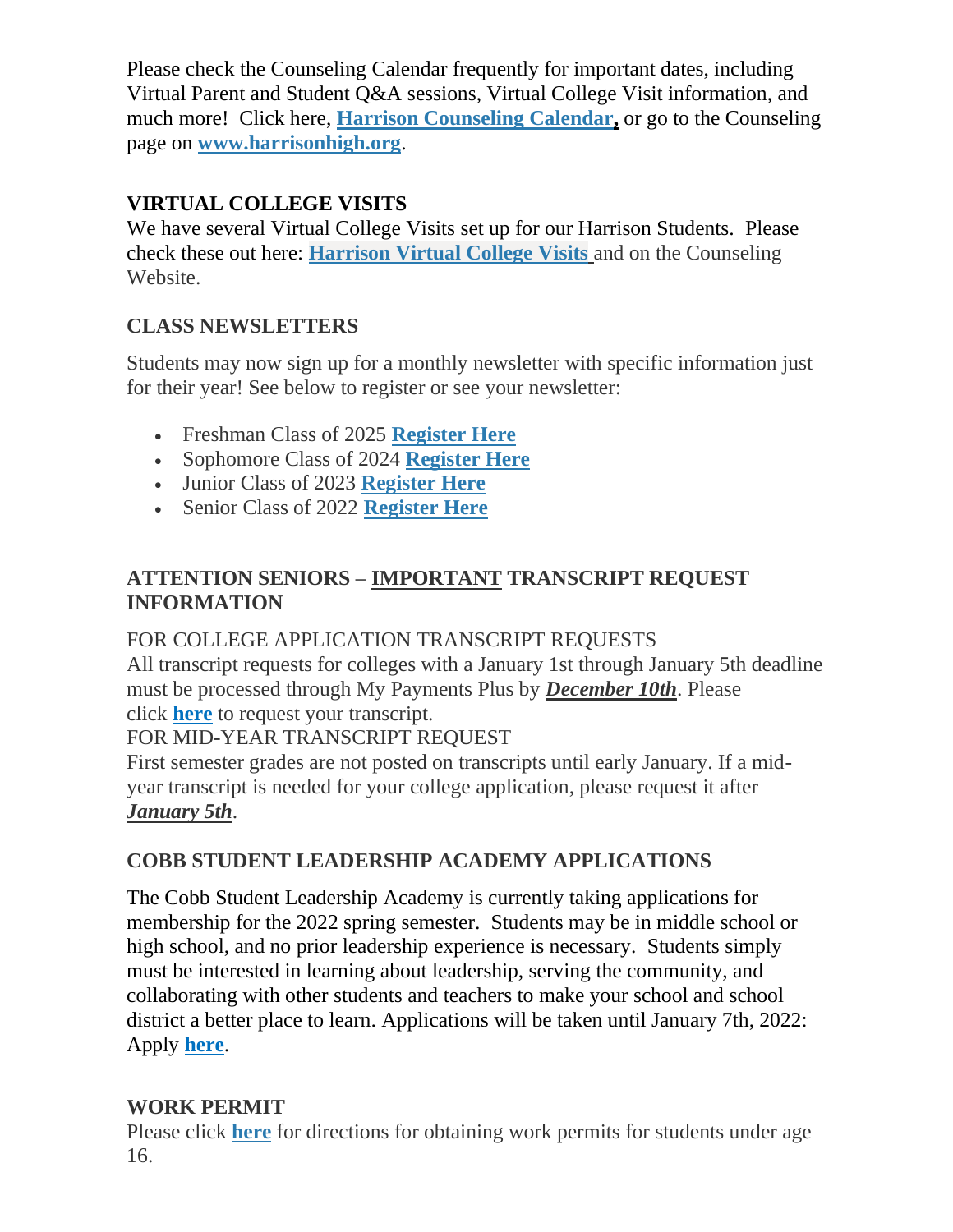Please check the Counseling Calendar frequently for important dates, including Virtual Parent and Student Q&A sessions, Virtual College Visit information, and much more! Click here, **Harrison Counseling Calendar,** or go to the Counseling page on **www.harrisonhigh.org**.

## VIRTUAL COLLEGE VISITS

We have several Virtual College Visits set up for our Harrison Students. Please check these out here: **Harrison Virtual College Visits** and on the Counseling Website.

## CLASS NEWSLETTERS

Students may now sign up for a monthly newsletter with specific information just for their year! See below to register or see your newsletter:

- Freshman Class of 2025 **Register Here**
- Sophomore Class of 2024 **Register Here**
- Junior Class of 2023 **Register Here**
- Senior Class of 2022 **Register Here**

## ATTENTION SENIORS – IMPORTANT TRANSCRIPT REQUEST INFORMATION

FOR COLLEGE APPLICATION TRANSCRIPT REQUESTS

All transcript requests for colleges with a January 1st through January 5th deadline must be processed through My Payments Plus by ***December 10th***. Please click **here** to request your transcript.

FOR MID-YEAR TRANSCRIPT REQUEST

First semester grades are not posted on transcripts until early January. If a mid-year transcript is needed for your college application, please request it after ***January 5th***.

## COBB STUDENT LEADERSHIP ACADEMY APPLICATIONS

The Cobb Student Leadership Academy is currently taking applications for membership for the 2022 spring semester. Students may be in middle school or high school, and no prior leadership experience is necessary. Students simply must be interested in learning about leadership, serving the community, and collaborating with other students and teachers to make your school and school district a better place to learn. Applications will be taken until January 7th, 2022: Apply **here**.

## WORK PERMIT

Please click **here** for directions for obtaining work permits for students under age 16.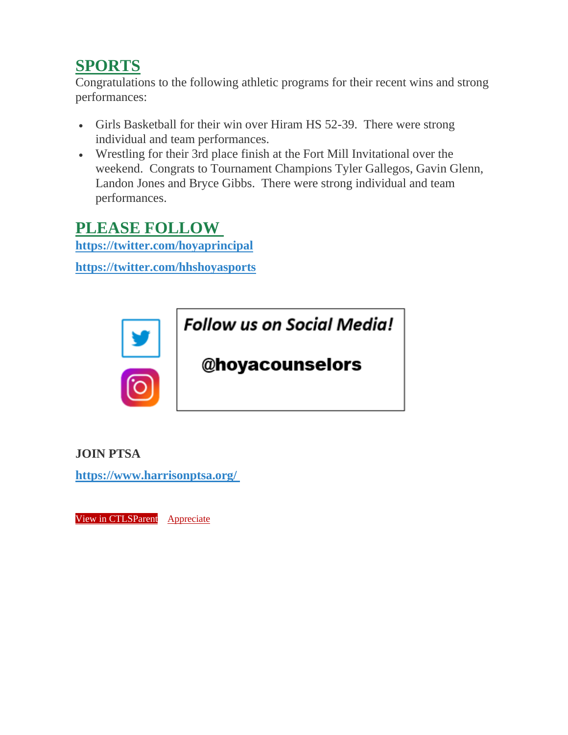## SPORTS

Congratulations to the following athletic programs for their recent wins and strong performances:

- Girls Basketball for their win over Hiram HS 52-39. There were strong individual and team performances.
- Wrestling for their 3rd place finish at the Fort Mill Invitational over the weekend. Congrats to Tournament Champions Tyler Gallegos, Gavin Glenn, Landon Jones and Bryce Gibbs. There were strong individual and team performances.

## PLEASE FOLLOW

**https://twitter.com/hoyaprincipal**

**https://twitter.com/hhshoyasports**

*Follow us on Social Media!*

**@hoyacounselors**

**JOIN PTSA**

**https://www.harrisonptsa.org/**

View in CTLSParent Appreciate